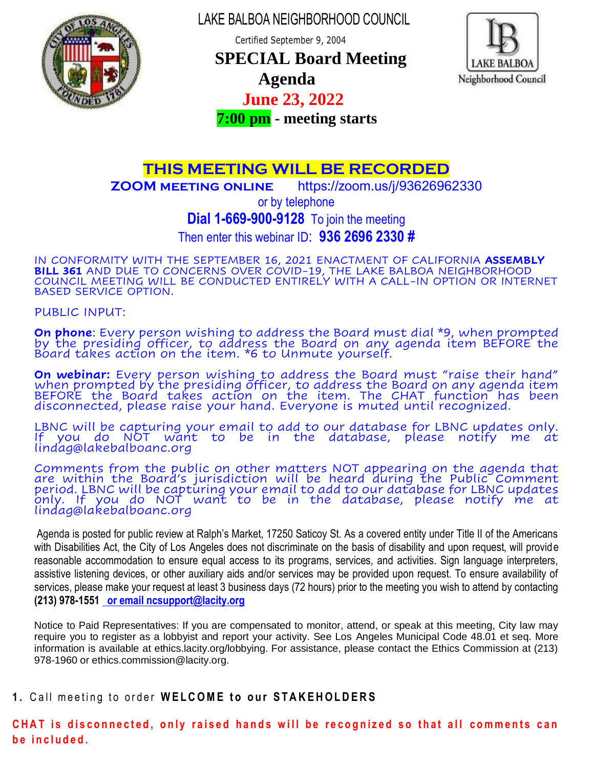LAKE BALBOA NEIGHBORHOOD COUNCIL

Certified September 9, 2004

# SPECIAL Board Meeting Agenda

## June 23, 2022

**7:00 pm - meeting starts**

LAKE BALBOA Neighborhood Council

**THIS MEETING WILL BE RECORDED**

**ZOOM MEETING ONLINE** https://zoom.us/j/93626962330

or by telephone

**Dial 1-669-900-9128** To join the meeting

Then enter this webinar ID: **936 2696 2330 #**

IN CONFORMITY WITH THE SEPTEMBER 16, 2021 ENACTMENT OF CALIFORNIA **ASSEMBLY BILL 361** AND DUE TO CONCERNS OVER COVID-19, THE LAKE BALBOA NEIGHBORHOOD COUNCIL MEETING WILL BE CONDUCTED ENTIRELY WITH A CALL-IN OPTION OR INTERNET BASED SERVICE OPTION.

PUBLIC INPUT:

**On phone**: Every person wishing to address the Board must dial *9, when prompted by the presiding officer, to address the Board on any agenda item BEFORE the Board takes action on the item. *6 to Unmute yourself.

**On webinar:** Every person wishing to address the Board must "raise their hand" when prompted by the presiding officer, to address the Board on any agenda item BEFORE the Board takes action on the item. The CHAT function has been disconnected, please raise your hand. Everyone is muted until recognized.

LBNC will be capturing your email to add to our database for LBNC updates only. If you do NOT want to be in the database, please notify me at lindag@lakebalboanc.org

Comments from the public on other matters NOT appearing on the agenda that are within the Board's jurisdiction will be heard during the Public Comment period. LBNC will be capturing your email to add to our database for LBNC updates only. If you do NOT want to be in the database, please notify me at lindag@lakebalboanc.org

Agenda is posted for public review at Ralph's Market, 17250 Saticoy St. As a covered entity under Title II of the Americans with Disabilities Act, the City of Los Angeles does not discriminate on the basis of disability and upon request, will provide reasonable accommodation to ensure equal access to its programs, services, and activities. Sign language interpreters, assistive listening devices, or other auxiliary aids and/or services may be provided upon request. To ensure availability of services, please make your request at least 3 business days (72 hours) prior to the meeting you wish to attend by contacting **(213) 978-1551** **or email ncsupport@lacity.org**

Notice to Paid Representatives: If you are compensated to monitor, attend, or speak at this meeting, City law may require you to register as a lobbyist and report your activity. See Los Angeles Municipal Code 48.01 et seq. More information is available at ethics.lacity.org/lobbying. For assistance, please contact the Ethics Commission at (213) 978-1960 or ethics.commission@lacity.org.

1. Call meeting to order **WELCOME to our STAKEHOLDERS**

**CHAT is disconnected, only raised hands will be recognized so that all comments can be included.**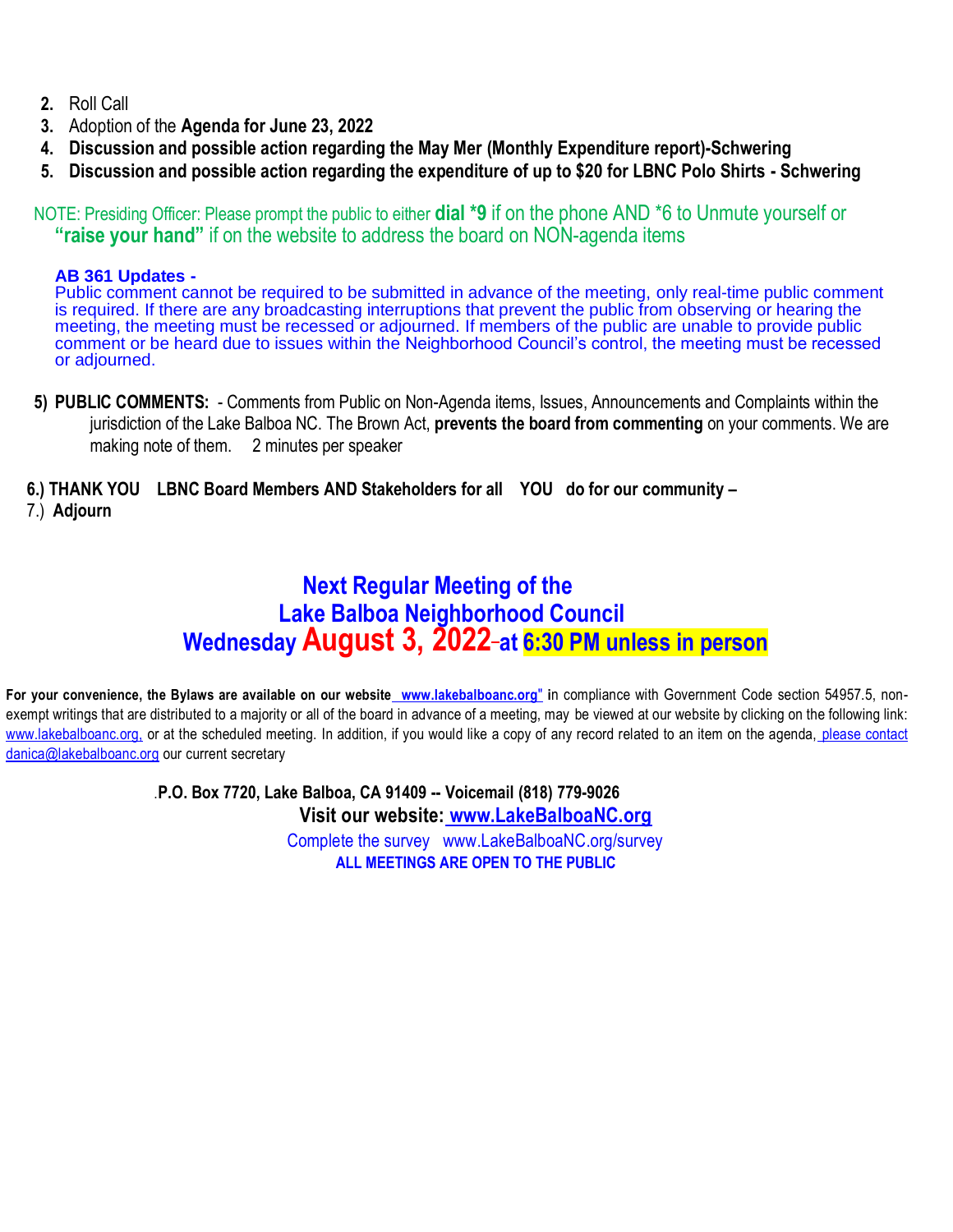2. Roll Call
3. Adoption of the **Agenda for June 23, 2022**
4. **Discussion and possible action regarding the May Mer (Monthly Expenditure report)-Schwering**
5. **Discussion and possible action regarding the expenditure of up to $20 for LBNC Polo Shirts - Schwering**

NOTE: Presiding Officer: Please prompt the public to either **dial *9** if on the phone AND *6 to Unmute yourself or **"raise your hand"** if on the website to address the board on NON-agenda items

**AB 361 Updates -**
Public comment cannot be required to be submitted in advance of the meeting, only real-time public comment is required. If there are any broadcasting interruptions that prevent the public from observing or hearing the meeting, the meeting must be recessed or adjourned. If members of the public are unable to provide public comment or be heard due to issues within the Neighborhood Council's control, the meeting must be recessed or adjourned.

5) **PUBLIC COMMENTS:** - Comments from Public on Non-Agenda items, Issues, Announcements and Complaints within the jurisdiction of the Lake Balboa NC. The Brown Act, **prevents the board from commenting** on your comments. We are making note of them. 2 minutes per speaker

**6.) THANK YOU LBNC Board Members AND Stakeholders for all YOU do for our community –**

7.) **Adjourn**

## Next Regular Meeting of the Lake Balboa Neighborhood Council
## Wednesday August 3, 2022–at 6:30 PM unless in person

**For your convenience, the Bylaws are available on our website** **www.lakebalboanc.org"** in compliance with Government Code section 54957.5, non-exempt writings that are distributed to a majority or all of the board in advance of a meeting, may be viewed at our website by clicking on the following link: www.lakebalboanc.org, or at the scheduled meeting. In addition, if you would like a copy of any record related to an item on the agenda, please contact danica@lakebalboanc.org our current secretary

.**P.O. Box 7720, Lake Balboa, CA 91409 -- Voicemail (818) 779-9026**

**Visit our website: www.LakeBalboaNC.org**

Complete the survey www.LakeBalboaNC.org/survey

**ALL MEETINGS ARE OPEN TO THE PUBLIC**